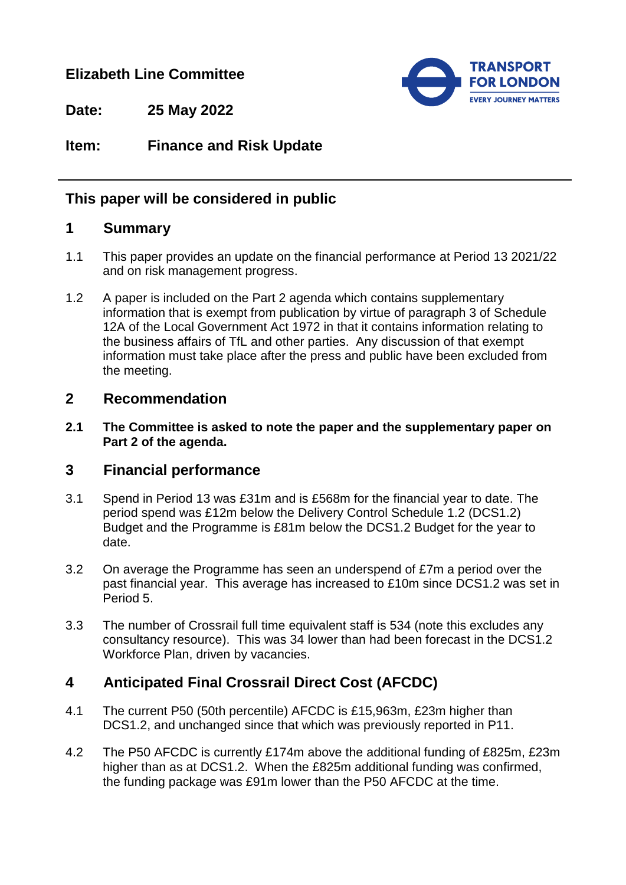**Elizabeth Line Committee**

**Date:** 25 May 2022

**Item:** Finance and Risk Update

## This paper will be considered in public

## 1 Summary

1.1 This paper provides an update on the financial performance at Period 13 2021/22 and on risk management progress.

1.2 A paper is included on the Part 2 agenda which contains supplementary information that is exempt from publication by virtue of paragraph 3 of Schedule 12A of the Local Government Act 1972 in that it contains information relating to the business affairs of TfL and other parties. Any discussion of that exempt information must take place after the press and public have been excluded from the meeting.

## 2 Recommendation

**2.1 The Committee is asked to note the paper and the supplementary paper on Part 2 of the agenda.**

## 3 Financial performance

3.1 Spend in Period 13 was £31m and is £568m for the financial year to date. The period spend was £12m below the Delivery Control Schedule 1.2 (DCS1.2) Budget and the Programme is £81m below the DCS1.2 Budget for the year to date.

3.2 On average the Programme has seen an underspend of £7m a period over the past financial year. This average has increased to £10m since DCS1.2 was set in Period 5.

3.3 The number of Crossrail full time equivalent staff is 534 (note this excludes any consultancy resource). This was 34 lower than had been forecast in the DCS1.2 Workforce Plan, driven by vacancies.

## 4 Anticipated Final Crossrail Direct Cost (AFCDC)

4.1 The current P50 (50th percentile) AFCDC is £15,963m, £23m higher than DCS1.2, and unchanged since that which was previously reported in P11.

4.2 The P50 AFCDC is currently £174m above the additional funding of £825m, £23m higher than as at DCS1.2. When the £825m additional funding was confirmed, the funding package was £91m lower than the P50 AFCDC at the time.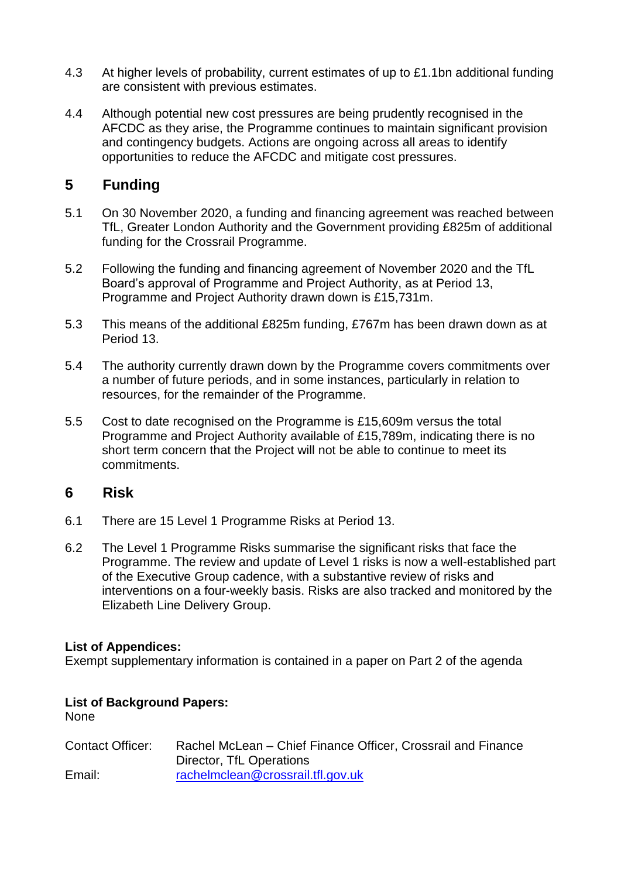4.3 At higher levels of probability, current estimates of up to £1.1bn additional funding are consistent with previous estimates.

4.4 Although potential new cost pressures are being prudently recognised in the AFCDC as they arise, the Programme continues to maintain significant provision and contingency budgets. Actions are ongoing across all areas to identify opportunities to reduce the AFCDC and mitigate cost pressures.

## 5 Funding

5.1 On 30 November 2020, a funding and financing agreement was reached between TfL, Greater London Authority and the Government providing £825m of additional funding for the Crossrail Programme.

5.2 Following the funding and financing agreement of November 2020 and the TfL Board's approval of Programme and Project Authority, as at Period 13, Programme and Project Authority drawn down is £15,731m.

5.3 This means of the additional £825m funding, £767m has been drawn down as at Period 13.

5.4 The authority currently drawn down by the Programme covers commitments over a number of future periods, and in some instances, particularly in relation to resources, for the remainder of the Programme.

5.5 Cost to date recognised on the Programme is £15,609m versus the total Programme and Project Authority available of £15,789m, indicating there is no short term concern that the Project will not be able to continue to meet its commitments.

## 6 Risk

6.1 There are 15 Level 1 Programme Risks at Period 13.

6.2 The Level 1 Programme Risks summarise the significant risks that face the Programme. The review and update of Level 1 risks is now a well-established part of the Executive Group cadence, with a substantive review of risks and interventions on a four-weekly basis. Risks are also tracked and monitored by the Elizabeth Line Delivery Group.

**List of Appendices:**
Exempt supplementary information is contained in a paper on Part 2 of the agenda

**List of Background Papers:**
None

Contact Officer: Rachel McLean – Chief Finance Officer, Crossrail and Finance Director, TfL Operations
Email: rachelmclean@crossrail.tfl.gov.uk